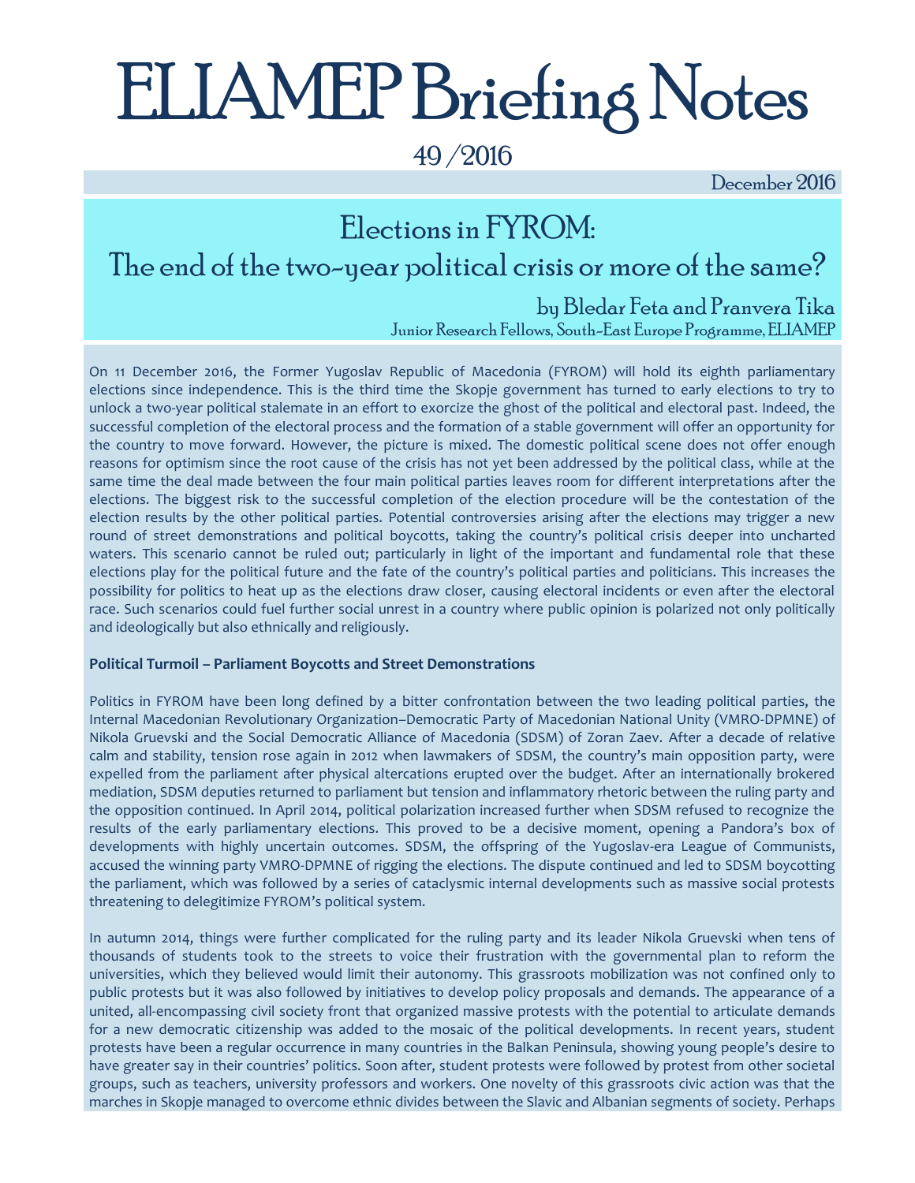# ELIAMEP Briefing Notes

49 /2016

December 2016

## Elections in FYROM: The end of the two-year political crisis or more of the same?

by Bledar Feta and Pranvera Tika

Junior Research Fellows, South-East Europe Programme, ELIAMEP

On 11 December 2016, the Former Yugoslav Republic of Macedonia (FYROM) will hold its eighth parliamentary elections since independence. This is the third time the Skopje government has turned to early elections to try to unlock a two-year political stalemate in an effort to exorcize the ghost of the political and electoral past. Indeed, the successful completion of the electoral process and the formation of a stable government will offer an opportunity for the country to move forward. However, the picture is mixed. The domestic political scene does not offer enough reasons for optimism since the root cause of the crisis has not yet been addressed by the political class, while at the same time the deal made between the four main political parties leaves room for different interpretations after the elections. The biggest risk to the successful completion of the election procedure will be the contestation of the election results by the other political parties. Potential controversies arising after the elections may trigger a new round of street demonstrations and political boycotts, taking the country's political crisis deeper into uncharted waters. This scenario cannot be ruled out; particularly in light of the important and fundamental role that these elections play for the political future and the fate of the country's political parties and politicians. This increases the possibility for politics to heat up as the elections draw closer, causing electoral incidents or even after the electoral race. Such scenarios could fuel further social unrest in a country where public opinion is polarized not only politically and ideologically but also ethnically and religiously.

**Political Turmoil – Parliament Boycotts and Street Demonstrations**

Politics in FYROM have been long defined by a bitter confrontation between the two leading political parties, the Internal Macedonian Revolutionary Organization–Democratic Party of Macedonian National Unity (VMRO-DPMNE) of Nikola Gruevski and the Social Democratic Alliance of Macedonia (SDSM) of Zoran Zaev. After a decade of relative calm and stability, tension rose again in 2012 when lawmakers of SDSM, the country's main opposition party, were expelled from the parliament after physical altercations erupted over the budget. After an internationally brokered mediation, SDSM deputies returned to parliament but tension and inflammatory rhetoric between the ruling party and the opposition continued. In April 2014, political polarization increased further when SDSM refused to recognize the results of the early parliamentary elections. This proved to be a decisive moment, opening a Pandora's box of developments with highly uncertain outcomes. SDSM, the offspring of the Yugoslav-era League of Communists, accused the winning party VMRO-DPMNE of rigging the elections. The dispute continued and led to SDSM boycotting the parliament, which was followed by a series of cataclysmic internal developments such as massive social protests threatening to delegitimize FYROM's political system.

In autumn 2014, things were further complicated for the ruling party and its leader Nikola Gruevski when tens of thousands of students took to the streets to voice their frustration with the governmental plan to reform the universities, which they believed would limit their autonomy. This grassroots mobilization was not confined only to public protests but it was also followed by initiatives to develop policy proposals and demands. The appearance of a united, all-encompassing civil society front that organized massive protests with the potential to articulate demands for a new democratic citizenship was added to the mosaic of the political developments. In recent years, student protests have been a regular occurrence in many countries in the Balkan Peninsula, showing young people's desire to have greater say in their countries' politics. Soon after, student protests were followed by protest from other societal groups, such as teachers, university professors and workers. One novelty of this grassroots civic action was that the marches in Skopje managed to overcome ethnic divides between the Slavic and Albanian segments of society. Perhaps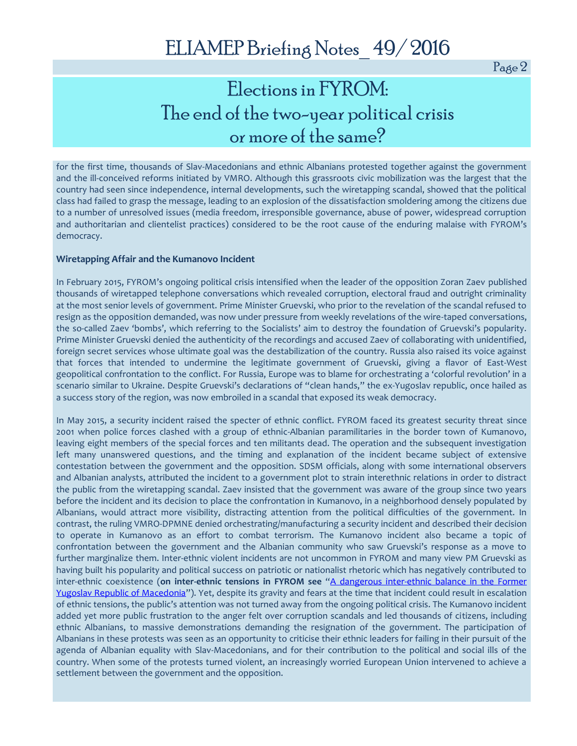for the first time, thousands of Slav-Macedonians and ethnic Albanians protested together against the government and the ill-conceived reforms initiated by VMRO. Although this grassroots civic mobilization was the largest that the country had seen since independence, internal developments, such the wiretapping scandal, showed that the political class had failed to grasp the message, leading to an explosion of the dissatisfaction smoldering among the citizens due to a number of unresolved issues (media freedom, irresponsible governance, abuse of power, widespread corruption and authoritarian and clientelist practices) considered to be the root cause of the enduring malaise with FYROM's democracy.

**Wiretapping Affair and the Kumanovo Incident**

In February 2015, FYROM's ongoing political crisis intensified when the leader of the opposition Zoran Zaev published thousands of wiretapped telephone conversations which revealed corruption, electoral fraud and outright criminality at the most senior levels of government. Prime Minister Gruevski, who prior to the revelation of the scandal refused to resign as the opposition demanded, was now under pressure from weekly revelations of the wire-taped conversations, the so-called Zaev 'bombs', which referring to the Socialists' aim to destroy the foundation of Gruevski's popularity. Prime Minister Gruevski denied the authenticity of the recordings and accused Zaev of collaborating with unidentified, foreign secret services whose ultimate goal was the destabilization of the country. Russia also raised its voice against that forces that intended to undermine the legitimate government of Gruevski, giving a flavor of East-West geopolitical confrontation to the conflict. For Russia, Europe was to blame for orchestrating a 'colorful revolution' in a scenario similar to Ukraine. Despite Gruevski's declarations of "clean hands," the ex-Yugoslav republic, once hailed as a success story of the region, was now embroiled in a scandal that exposed its weak democracy.

In May 2015, a security incident raised the specter of ethnic conflict. FYROM faced its greatest security threat since 2001 when police forces clashed with a group of ethnic-Albanian paramilitaries in the border town of Kumanovo, leaving eight members of the special forces and ten militants dead. The operation and the subsequent investigation left many unanswered questions, and the timing and explanation of the incident became subject of extensive contestation between the government and the opposition. SDSM officials, along with some international observers and Albanian analysts, attributed the incident to a government plot to strain interethnic relations in order to distract the public from the wiretapping scandal. Zaev insisted that the government was aware of the group since two years before the incident and its decision to place the confrontation in Kumanovo, in a neighborhood densely populated by Albanians, would attract more visibility, distracting attention from the political difficulties of the government. In contrast, the ruling VMRO-DPMNE denied orchestrating/manufacturing a security incident and described their decision to operate in Kumanovo as an effort to combat terrorism. The Kumanovo incident also became a topic of confrontation between the government and the Albanian community who saw Gruevski's response as a move to further marginalize them. Inter-ethnic violent incidents are not uncommon in FYROM and many view PM Gruevski as having built his popularity and political success on patriotic or nationalist rhetoric which has negatively contributed to inter-ethnic coexistence (**on inter-ethnic tensions in FYROM see** "A dangerous inter-ethnic balance in the Former Yugoslav Republic of Macedonia"). Yet, despite its gravity and fears at the time that incident could result in escalation of ethnic tensions, the public's attention was not turned away from the ongoing political crisis. The Kumanovo incident added yet more public frustration to the anger felt over corruption scandals and led thousands of citizens, including ethnic Albanians, to massive demonstrations demanding the resignation of the government. The participation of Albanians in these protests was seen as an opportunity to criticise their ethnic leaders for failing in their pursuit of the agenda of Albanian equality with Slav-Macedonians, and for their contribution to the political and social ills of the country. When some of the protests turned violent, an increasingly worried European Union intervened to achieve a settlement between the government and the opposition.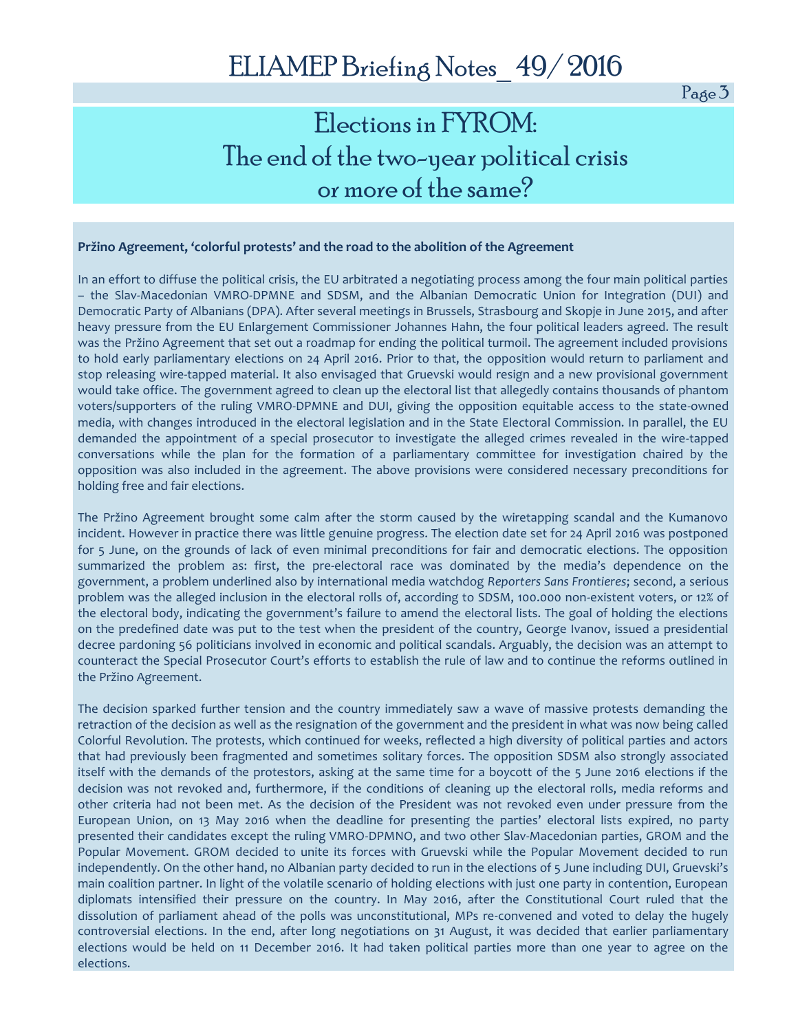# Elections in FYROM: The end of the two-year political crisis or more of the same?

**Pržino Agreement, 'colorful protests' and the road to the abolition of the Agreement**

In an effort to diffuse the political crisis, the EU arbitrated a negotiating process among the four main political parties – the Slav-Macedonian VMRO-DPMNE and SDSM, and the Albanian Democratic Union for Integration (DUI) and Democratic Party of Albanians (DPA). After several meetings in Brussels, Strasbourg and Skopje in June 2015, and after heavy pressure from the EU Enlargement Commissioner Johannes Hahn, the four political leaders agreed. The result was the Pržino Agreement that set out a roadmap for ending the political turmoil. The agreement included provisions to hold early parliamentary elections on 24 April 2016. Prior to that, the opposition would return to parliament and stop releasing wire-tapped material. It also envisaged that Gruevski would resign and a new provisional government would take office. The government agreed to clean up the electoral list that allegedly contains thousands of phantom voters/supporters of the ruling VMRO-DPMNE and DUI, giving the opposition equitable access to the state-owned media, with changes introduced in the electoral legislation and in the State Electoral Commission. In parallel, the EU demanded the appointment of a special prosecutor to investigate the alleged crimes revealed in the wire-tapped conversations while the plan for the formation of a parliamentary committee for investigation chaired by the opposition was also included in the agreement. The above provisions were considered necessary preconditions for holding free and fair elections.

The Pržino Agreement brought some calm after the storm caused by the wiretapping scandal and the Kumanovo incident. However in practice there was little genuine progress. The election date set for 24 April 2016 was postponed for 5 June, on the grounds of lack of even minimal preconditions for fair and democratic elections. The opposition summarized the problem as: first, the pre-electoral race was dominated by the media's dependence on the government, a problem underlined also by international media watchdog *Reporters Sans Frontieres*; second, a serious problem was the alleged inclusion in the electoral rolls of, according to SDSM, 100.000 non-existent voters, or 12% of the electoral body, indicating the government's failure to amend the electoral lists. The goal of holding the elections on the predefined date was put to the test when the president of the country, George Ivanov, issued a presidential decree pardoning 56 politicians involved in economic and political scandals. Arguably, the decision was an attempt to counteract the Special Prosecutor Court's efforts to establish the rule of law and to continue the reforms outlined in the Pržino Agreement.

The decision sparked further tension and the country immediately saw a wave of massive protests demanding the retraction of the decision as well as the resignation of the government and the president in what was now being called Colorful Revolution. The protests, which continued for weeks, reflected a high diversity of political parties and actors that had previously been fragmented and sometimes solitary forces. The opposition SDSM also strongly associated itself with the demands of the protestors, asking at the same time for a boycott of the 5 June 2016 elections if the decision was not revoked and, furthermore, if the conditions of cleaning up the electoral rolls, media reforms and other criteria had not been met. As the decision of the President was not revoked even under pressure from the European Union, on 13 May 2016 when the deadline for presenting the parties' electoral lists expired, no party presented their candidates except the ruling VMRO-DPMNO, and two other Slav-Macedonian parties, GROM and the Popular Movement. GROM decided to unite its forces with Gruevski while the Popular Movement decided to run independently. On the other hand, no Albanian party decided to run in the elections of 5 June including DUI, Gruevski's main coalition partner. In light of the volatile scenario of holding elections with just one party in contention, European diplomats intensified their pressure on the country. In May 2016, after the Constitutional Court ruled that the dissolution of parliament ahead of the polls was unconstitutional, MPs re-convened and voted to delay the hugely controversial elections. In the end, after long negotiations on 31 August, it was decided that earlier parliamentary elections would be held on 11 December 2016. It had taken political parties more than one year to agree on the elections.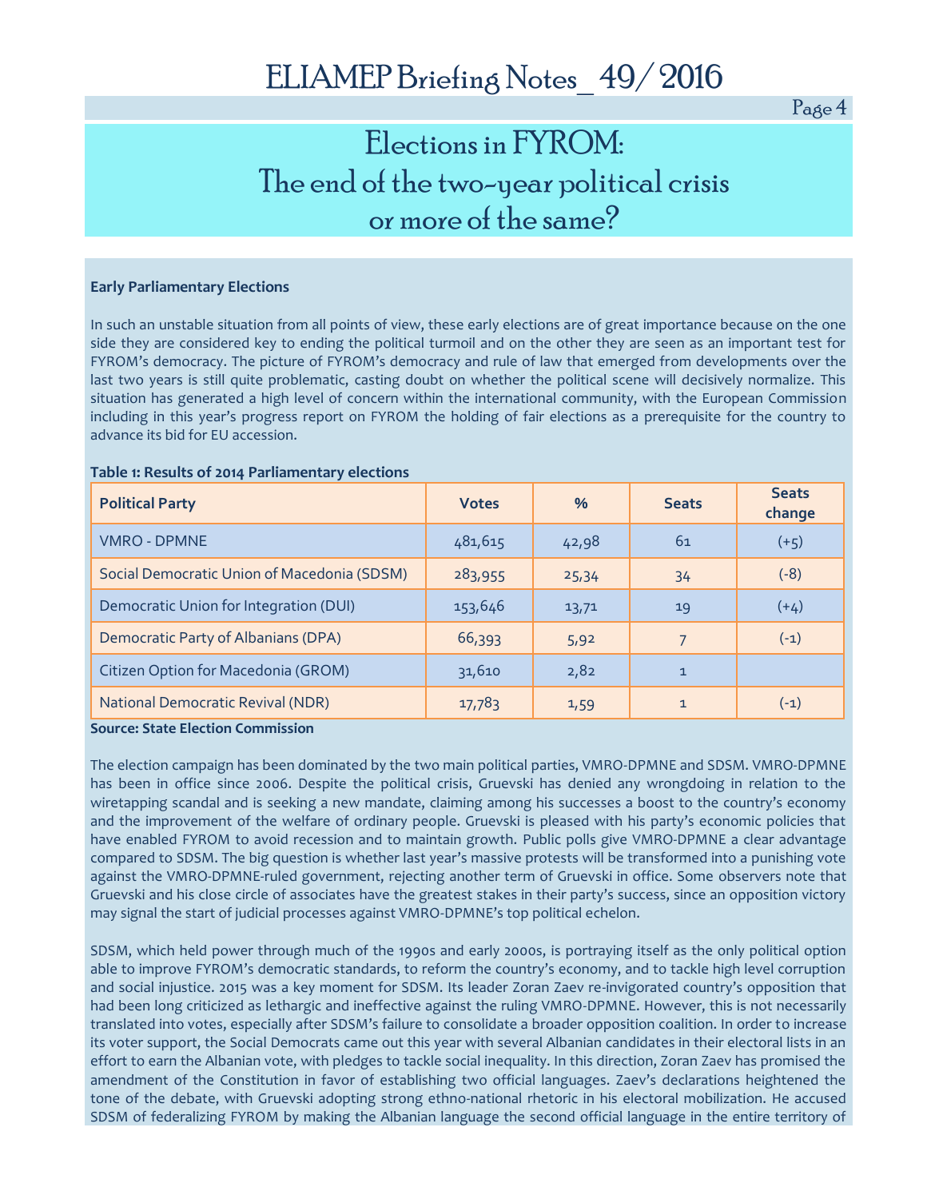# Elections in FYROM: The end of the two-year political crisis or more of the same?

**Early Parliamentary Elections**

In such an unstable situation from all points of view, these early elections are of great importance because on the one side they are considered key to ending the political turmoil and on the other they are seen as an important test for FYROM's democracy. The picture of FYROM's democracy and rule of law that emerged from developments over the last two years is still quite problematic, casting doubt on whether the political scene will decisively normalize. This situation has generated a high level of concern within the international community, with the European Commission including in this year's progress report on FYROM the holding of fair elections as a prerequisite for the country to advance its bid for EU accession.

**Table 1: Results of 2014 Parliamentary elections**

| Political Party | Votes | % | Seats | Seats change |
|---|---|---|---|---|
| VMRO - DPMNE | 481,615 | 42,98 | 61 | (+5) |
| Social Democratic Union of Macedonia (SDSM) | 283,955 | 25,34 | 34 | (-8) |
| Democratic Union for Integration (DUI) | 153,646 | 13,71 | 19 | (+4) |
| Democratic Party of Albanians (DPA) | 66,393 | 5,92 | 7 | (-1) |
| Citizen Option for Macedonia (GROM) | 31,610 | 2,82 | 1 | |
| National Democratic Revival (NDR) | 17,783 | 1,59 | 1 | (-1) |

**Source: State Election Commission**

The election campaign has been dominated by the two main political parties, VMRO-DPMNE and SDSM. VMRO-DPMNE has been in office since 2006. Despite the political crisis, Gruevski has denied any wrongdoing in relation to the wiretapping scandal and is seeking a new mandate, claiming among his successes a boost to the country's economy and the improvement of the welfare of ordinary people. Gruevski is pleased with his party's economic policies that have enabled FYROM to avoid recession and to maintain growth. Public polls give VMRO-DPMNE a clear advantage compared to SDSM. The big question is whether last year's massive protests will be transformed into a punishing vote against the VMRO-DPMNE-ruled government, rejecting another term of Gruevski in office. Some observers note that Gruevski and his close circle of associates have the greatest stakes in their party's success, since an opposition victory may signal the start of judicial processes against VMRO-DPMNE's top political echelon.

SDSM, which held power through much of the 1990s and early 2000s, is portraying itself as the only political option able to improve FYROM's democratic standards, to reform the country's economy, and to tackle high level corruption and social injustice. 2015 was a key moment for SDSM. Its leader Zoran Zaev re-invigorated country's opposition that had been long criticized as lethargic and ineffective against the ruling VMRO-DPMNE. However, this is not necessarily translated into votes, especially after SDSM's failure to consolidate a broader opposition coalition. In order to increase its voter support, the Social Democrats came out this year with several Albanian candidates in their electoral lists in an effort to earn the Albanian vote, with pledges to tackle social inequality. In this direction, Zoran Zaev has promised the amendment of the Constitution in favor of establishing two official languages. Zaev's declarations heightened the tone of the debate, with Gruevski adopting strong ethno-national rhetoric in his electoral mobilization. He accused SDSM of federalizing FYROM by making the Albanian language the second official language in the entire territory of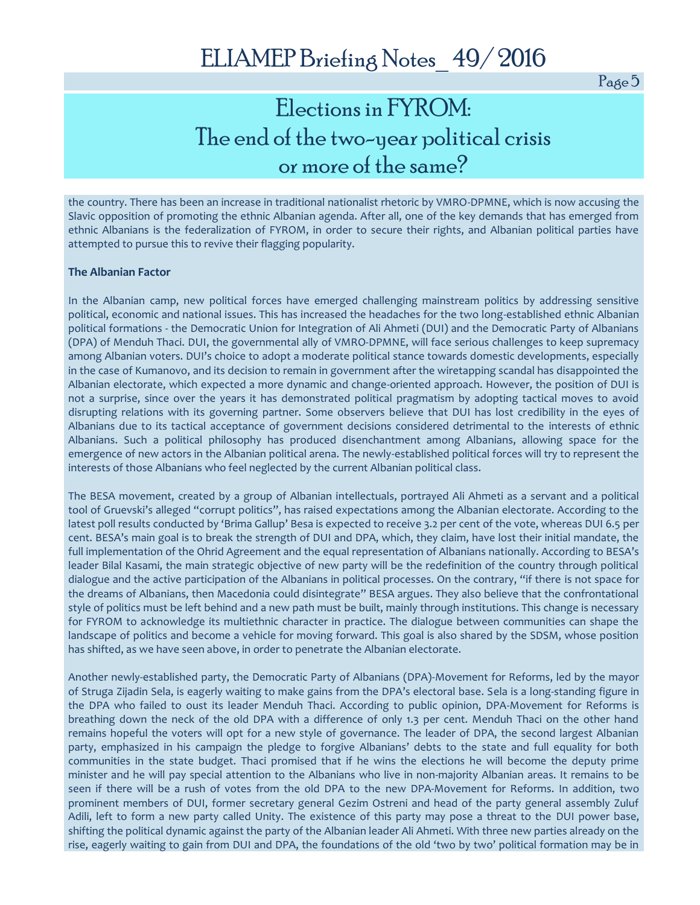the country. There has been an increase in traditional nationalist rhetoric by VMRO-DPMNE, which is now accusing the Slavic opposition of promoting the ethnic Albanian agenda. After all, one of the key demands that has emerged from ethnic Albanians is the federalization of FYROM, in order to secure their rights, and Albanian political parties have attempted to pursue this to revive their flagging popularity.

**The Albanian Factor**

In the Albanian camp, new political forces have emerged challenging mainstream politics by addressing sensitive political, economic and national issues. This has increased the headaches for the two long-established ethnic Albanian political formations - the Democratic Union for Integration of Ali Ahmeti (DUI) and the Democratic Party of Albanians (DPA) of Menduh Thaci. DUI, the governmental ally of VMRO-DPMNE, will face serious challenges to keep supremacy among Albanian voters. DUI's choice to adopt a moderate political stance towards domestic developments, especially in the case of Kumanovo, and its decision to remain in government after the wiretapping scandal has disappointed the Albanian electorate, which expected a more dynamic and change-oriented approach. However, the position of DUI is not a surprise, since over the years it has demonstrated political pragmatism by adopting tactical moves to avoid disrupting relations with its governing partner. Some observers believe that DUI has lost credibility in the eyes of Albanians due to its tactical acceptance of government decisions considered detrimental to the interests of ethnic Albanians. Such a political philosophy has produced disenchantment among Albanians, allowing space for the emergence of new actors in the Albanian political arena. The newly-established political forces will try to represent the interests of those Albanians who feel neglected by the current Albanian political class.

The BESA movement, created by a group of Albanian intellectuals, portrayed Ali Ahmeti as a servant and a political tool of Gruevski's alleged "corrupt politics", has raised expectations among the Albanian electorate. According to the latest poll results conducted by 'Brima Gallup' Besa is expected to receive 3.2 per cent of the vote, whereas DUI 6.5 per cent. BESA's main goal is to break the strength of DUI and DPA, which, they claim, have lost their initial mandate, the full implementation of the Ohrid Agreement and the equal representation of Albanians nationally. According to BESA's leader Bilal Kasami, the main strategic objective of new party will be the redefinition of the country through political dialogue and the active participation of the Albanians in political processes. On the contrary, "if there is not space for the dreams of Albanians, then Macedonia could disintegrate" BESA argues. They also believe that the confrontational style of politics must be left behind and a new path must be built, mainly through institutions. This change is necessary for FYROM to acknowledge its multiethnic character in practice. The dialogue between communities can shape the landscape of politics and become a vehicle for moving forward. This goal is also shared by the SDSM, whose position has shifted, as we have seen above, in order to penetrate the Albanian electorate.

Another newly-established party, the Democratic Party of Albanians (DPA)-Movement for Reforms, led by the mayor of Struga Zijadin Sela, is eagerly waiting to make gains from the DPA's electoral base. Sela is a long-standing figure in the DPA who failed to oust its leader Menduh Thaci. According to public opinion, DPA-Movement for Reforms is breathing down the neck of the old DPA with a difference of only 1.3 per cent. Menduh Thaci on the other hand remains hopeful the voters will opt for a new style of governance. The leader of DPA, the second largest Albanian party, emphasized in his campaign the pledge to forgive Albanians' debts to the state and full equality for both communities in the state budget. Thaci promised that if he wins the elections he will become the deputy prime minister and he will pay special attention to the Albanians who live in non-majority Albanian areas. It remains to be seen if there will be a rush of votes from the old DPA to the new DPA-Movement for Reforms. In addition, two prominent members of DUI, former secretary general Gezim Ostreni and head of the party general assembly Zuluf Adili, left to form a new party called Unity. The existence of this party may pose a threat to the DUI power base, shifting the political dynamic against the party of the Albanian leader Ali Ahmeti. With three new parties already on the rise, eagerly waiting to gain from DUI and DPA, the foundations of the old 'two by two' political formation may be in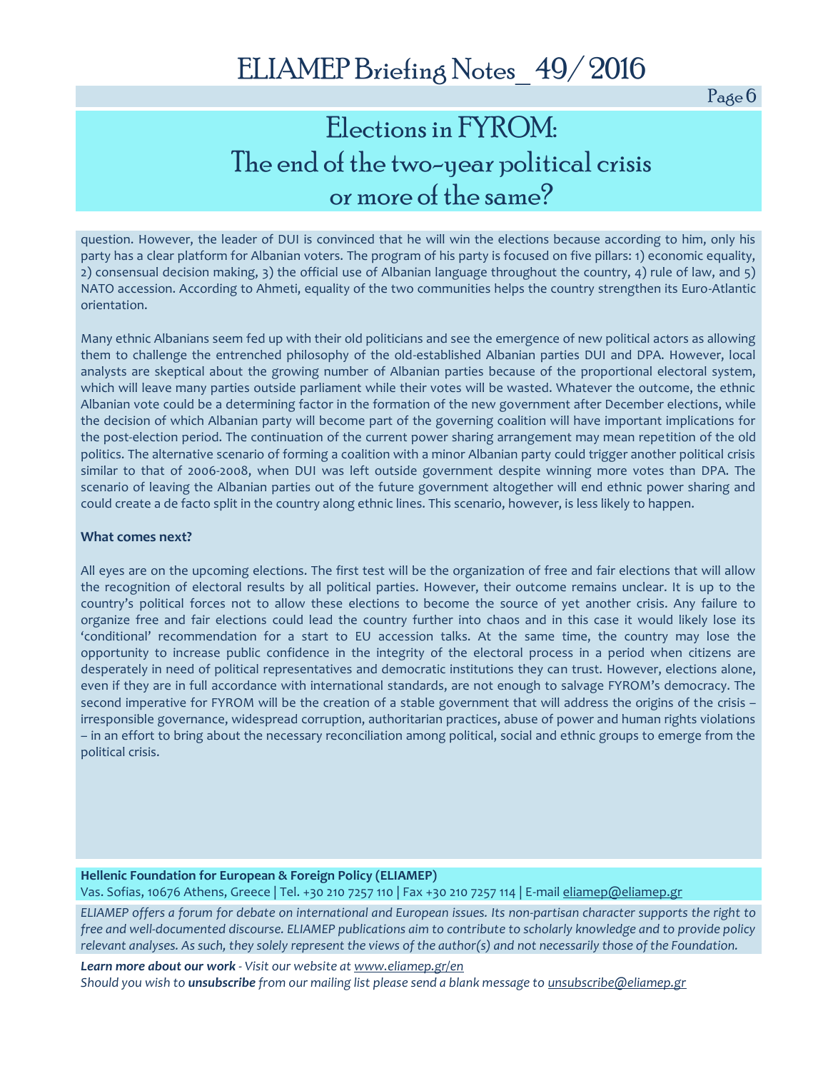question. However, the leader of DUI is convinced that he will win the elections because according to him, only his party has a clear platform for Albanian voters. The program of his party is focused on five pillars: 1) economic equality, 2) consensual decision making, 3) the official use of Albanian language throughout the country, 4) rule of law, and 5) NATO accession. According to Ahmeti, equality of the two communities helps the country strengthen its Euro-Atlantic orientation.

Many ethnic Albanians seem fed up with their old politicians and see the emergence of new political actors as allowing them to challenge the entrenched philosophy of the old-established Albanian parties DUI and DPA. However, local analysts are skeptical about the growing number of Albanian parties because of the proportional electoral system, which will leave many parties outside parliament while their votes will be wasted. Whatever the outcome, the ethnic Albanian vote could be a determining factor in the formation of the new government after December elections, while the decision of which Albanian party will become part of the governing coalition will have important implications for the post-election period. The continuation of the current power sharing arrangement may mean repetition of the old politics. The alternative scenario of forming a coalition with a minor Albanian party could trigger another political crisis similar to that of 2006-2008, when DUI was left outside government despite winning more votes than DPA. The scenario of leaving the Albanian parties out of the future government altogether will end ethnic power sharing and could create a de facto split in the country along ethnic lines. This scenario, however, is less likely to happen.

**What comes next?**

All eyes are on the upcoming elections. The first test will be the organization of free and fair elections that will allow the recognition of electoral results by all political parties. However, their outcome remains unclear. It is up to the country's political forces not to allow these elections to become the source of yet another crisis. Any failure to organize free and fair elections could lead the country further into chaos and in this case it would likely lose its 'conditional' recommendation for a start to EU accession talks. At the same time, the country may lose the opportunity to increase public confidence in the integrity of the electoral process in a period when citizens are desperately in need of political representatives and democratic institutions they can trust. However, elections alone, even if they are in full accordance with international standards, are not enough to salvage FYROM's democracy. The second imperative for FYROM will be the creation of a stable government that will address the origins of the crisis – irresponsible governance, widespread corruption, authoritarian practices, abuse of power and human rights violations – in an effort to bring about the necessary reconciliation among political, social and ethnic groups to emerge from the political crisis.

**Hellenic Foundation for European & Foreign Policy (ELIAMEP)**
Vas. Sofias, 10676 Athens, Greece | Tel. +30 210 7257 110 | Fax +30 210 7257 114 | E-mail eliamep@eliamep.gr

*ELIAMEP offers a forum for debate on international and European issues. Its non-partisan character supports the right to free and well-documented discourse. ELIAMEP publications aim to contribute to scholarly knowledge and to provide policy relevant analyses. As such, they solely represent the views of the author(s) and not necessarily those of the Foundation.*

***Learn more about our work*** *- Visit our website at www.eliamep.gr/en*
*Should you wish to* ***unsubscribe*** *from our mailing list please send a blank message to unsubscribe@eliamep.gr*